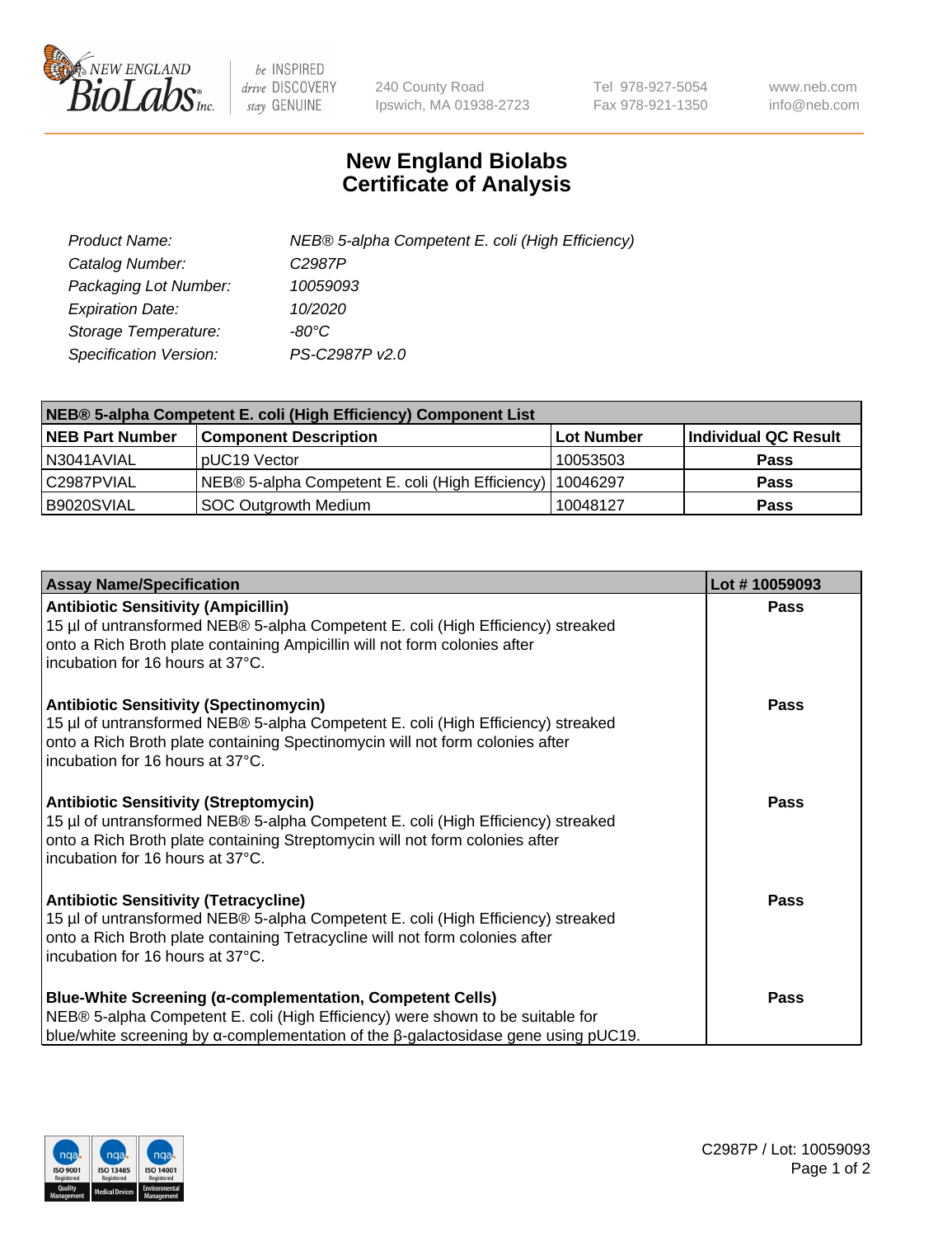# New England Biolabs
# Certificate of Analysis

| | |
|---|---|
| *Product Name:* | *NEB® 5-alpha Competent E. coli (High Efficiency)* |
| *Catalog Number:* | *C2987P* |
| *Packaging Lot Number:* | *10059093* |
| *Expiration Date:* | *10/2020* |
| *Storage Temperature:* | *-80°C* |
| *Specification Version:* | *PS-C2987P v2.0* |

| NEB® 5-alpha Competent E. coli (High Efficiency) Component List | | | |
|---|---|---|---|
| **NEB Part Number** | **Component Description** | **Lot Number** | **Individual QC Result** |
| N3041AVIAL | pUC19 Vector | 10053503 | **Pass** |
| C2987PVIAL | NEB® 5-alpha Competent E. coli (High Efficiency) | 10046297 | **Pass** |
| B9020SVIAL | SOC Outgrowth Medium | 10048127 | **Pass** |

| Assay Name/Specification | Lot # 10059093 |
|---|---|
| **Antibiotic Sensitivity (Ampicillin)**<br>15 µl of untransformed NEB® 5-alpha Competent E. coli (High Efficiency) streaked onto a Rich Broth plate containing Ampicillin will not form colonies after incubation for 16 hours at 37°C. | **Pass** |
| **Antibiotic Sensitivity (Spectinomycin)**<br>15 µl of untransformed NEB® 5-alpha Competent E. coli (High Efficiency) streaked onto a Rich Broth plate containing Spectinomycin will not form colonies after incubation for 16 hours at 37°C. | **Pass** |
| **Antibiotic Sensitivity (Streptomycin)**<br>15 µl of untransformed NEB® 5-alpha Competent E. coli (High Efficiency) streaked onto a Rich Broth plate containing Streptomycin will not form colonies after incubation for 16 hours at 37°C. | **Pass** |
| **Antibiotic Sensitivity (Tetracycline)**<br>15 µl of untransformed NEB® 5-alpha Competent E. coli (High Efficiency) streaked onto a Rich Broth plate containing Tetracycline will not form colonies after incubation for 16 hours at 37°C. | **Pass** |
| **Blue-White Screening (α-complementation, Competent Cells)**<br>NEB® 5-alpha Competent E. coli (High Efficiency) were shown to be suitable for blue/white screening by α-complementation of the β-galactosidase gene using pUC19. | **Pass** |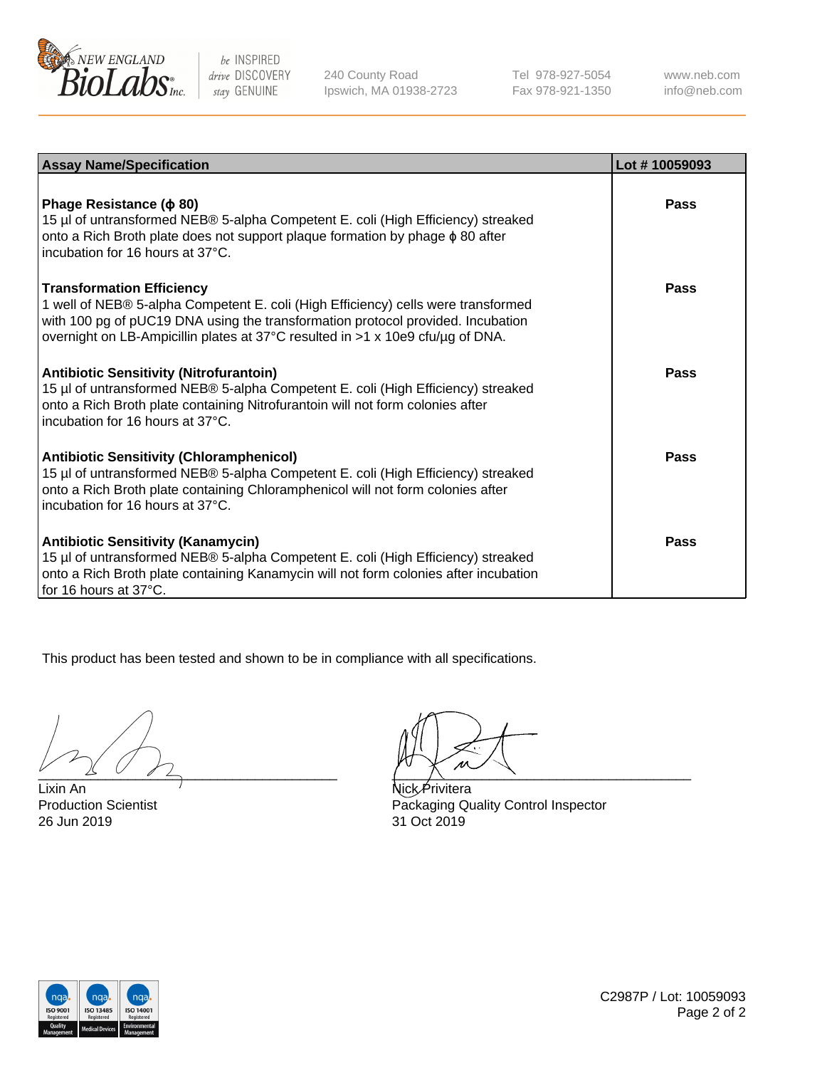| Assay Name/Specification | Lot # 10059093 |
|---|---|
| **Phage Resistance (ϕ 80)**<br>15 µl of untransformed NEB® 5-alpha Competent E. coli (High Efficiency) streaked onto a Rich Broth plate does not support plaque formation by phage ϕ 80 after incubation for 16 hours at 37°C. | **Pass** |
| **Transformation Efficiency**<br>1 well of NEB® 5-alpha Competent E. coli (High Efficiency) cells were transformed with 100 pg of pUC19 DNA using the transformation protocol provided. Incubation overnight on LB-Ampicillin plates at 37°C resulted in >1 x 10e9 cfu/µg of DNA. | **Pass** |
| **Antibiotic Sensitivity (Nitrofurantoin)**<br>15 µl of untransformed NEB® 5-alpha Competent E. coli (High Efficiency) streaked onto a Rich Broth plate containing Nitrofurantoin will not form colonies after incubation for 16 hours at 37°C. | **Pass** |
| **Antibiotic Sensitivity (Chloramphenicol)**<br>15 µl of untransformed NEB® 5-alpha Competent E. coli (High Efficiency) streaked onto a Rich Broth plate containing Chloramphenicol will not form colonies after incubation for 16 hours at 37°C. | **Pass** |
| **Antibiotic Sensitivity (Kanamycin)**<br>15 µl of untransformed NEB® 5-alpha Competent E. coli (High Efficiency) streaked onto a Rich Broth plate containing Kanamycin will not form colonies after incubation for 16 hours at 37°C. | **Pass** |

This product has been tested and shown to be in compliance with all specifications.

Lixin An
Production Scientist
26 Jun 2019

Nick Privitera
Packaging Quality Control Inspector
31 Oct 2019

C2987P / Lot: 10059093